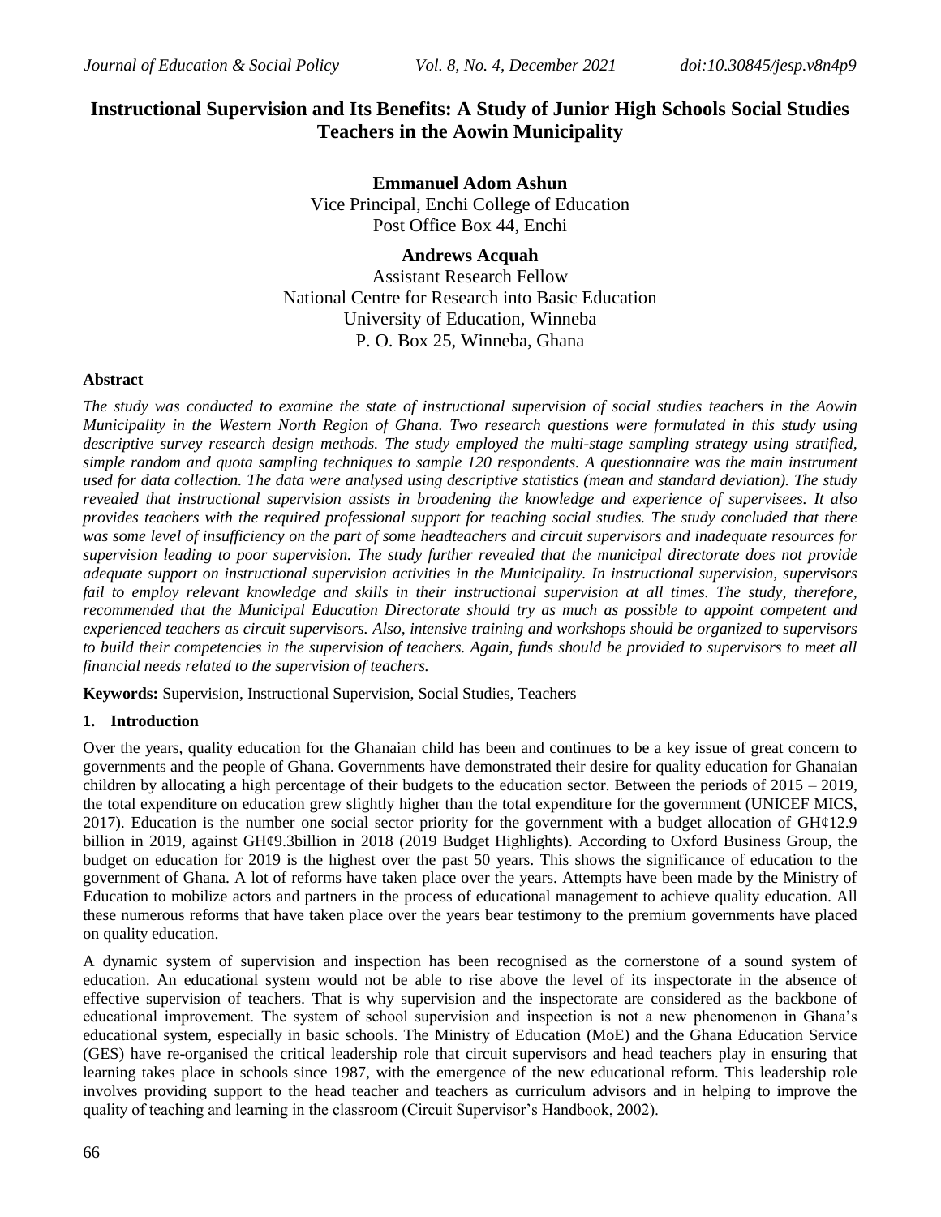# Instructional Supervision and Its Benefits: A Study of Junior High Schools Social Studies Teachers in the Aowin Municipality

**Emmanuel Adom Ashun**
Vice Principal, Enchi College of Education
Post Office Box 44, Enchi

**Andrews Acquah**
Assistant Research Fellow
National Centre for Research into Basic Education
University of Education, Winneba
P. O. Box 25, Winneba, Ghana

### Abstract

*The study was conducted to examine the state of instructional supervision of social studies teachers in the Aowin Municipality in the Western North Region of Ghana. Two research questions were formulated in this study using descriptive survey research design methods. The study employed the multi-stage sampling strategy using stratified, simple random and quota sampling techniques to sample 120 respondents. A questionnaire was the main instrument used for data collection. The data were analysed using descriptive statistics (mean and standard deviation). The study revealed that instructional supervision assists in broadening the knowledge and experience of supervisees. It also provides teachers with the required professional support for teaching social studies. The study concluded that there was some level of insufficiency on the part of some headteachers and circuit supervisors and inadequate resources for supervision leading to poor supervision. The study further revealed that the municipal directorate does not provide adequate support on instructional supervision activities in the Municipality. In instructional supervision, supervisors fail to employ relevant knowledge and skills in their instructional supervision at all times. The study, therefore, recommended that the Municipal Education Directorate should try as much as possible to appoint competent and experienced teachers as circuit supervisors. Also, intensive training and workshops should be organized to supervisors to build their competencies in the supervision of teachers. Again, funds should be provided to supervisors to meet all financial needs related to the supervision of teachers.*

**Keywords:** Supervision, Instructional Supervision, Social Studies, Teachers

## 1. Introduction

Over the years, quality education for the Ghanaian child has been and continues to be a key issue of great concern to governments and the people of Ghana. Governments have demonstrated their desire for quality education for Ghanaian children by allocating a high percentage of their budgets to the education sector. Between the periods of 2015 – 2019, the total expenditure on education grew slightly higher than the total expenditure for the government (UNICEF MICS, 2017). Education is the number one social sector priority for the government with a budget allocation of GH¢12.9 billion in 2019, against GH¢9.3billion in 2018 (2019 Budget Highlights). According to Oxford Business Group, the budget on education for 2019 is the highest over the past 50 years. This shows the significance of education to the government of Ghana. A lot of reforms have taken place over the years. Attempts have been made by the Ministry of Education to mobilize actors and partners in the process of educational management to achieve quality education. All these numerous reforms that have taken place over the years bear testimony to the premium governments have placed on quality education.

A dynamic system of supervision and inspection has been recognised as the cornerstone of a sound system of education. An educational system would not be able to rise above the level of its inspectorate in the absence of effective supervision of teachers. That is why supervision and the inspectorate are considered as the backbone of educational improvement. The system of school supervision and inspection is not a new phenomenon in Ghana's educational system, especially in basic schools. The Ministry of Education (MoE) and the Ghana Education Service (GES) have re-organised the critical leadership role that circuit supervisors and head teachers play in ensuring that learning takes place in schools since 1987, with the emergence of the new educational reform. This leadership role involves providing support to the head teacher and teachers as curriculum advisors and in helping to improve the quality of teaching and learning in the classroom (Circuit Supervisor's Handbook, 2002).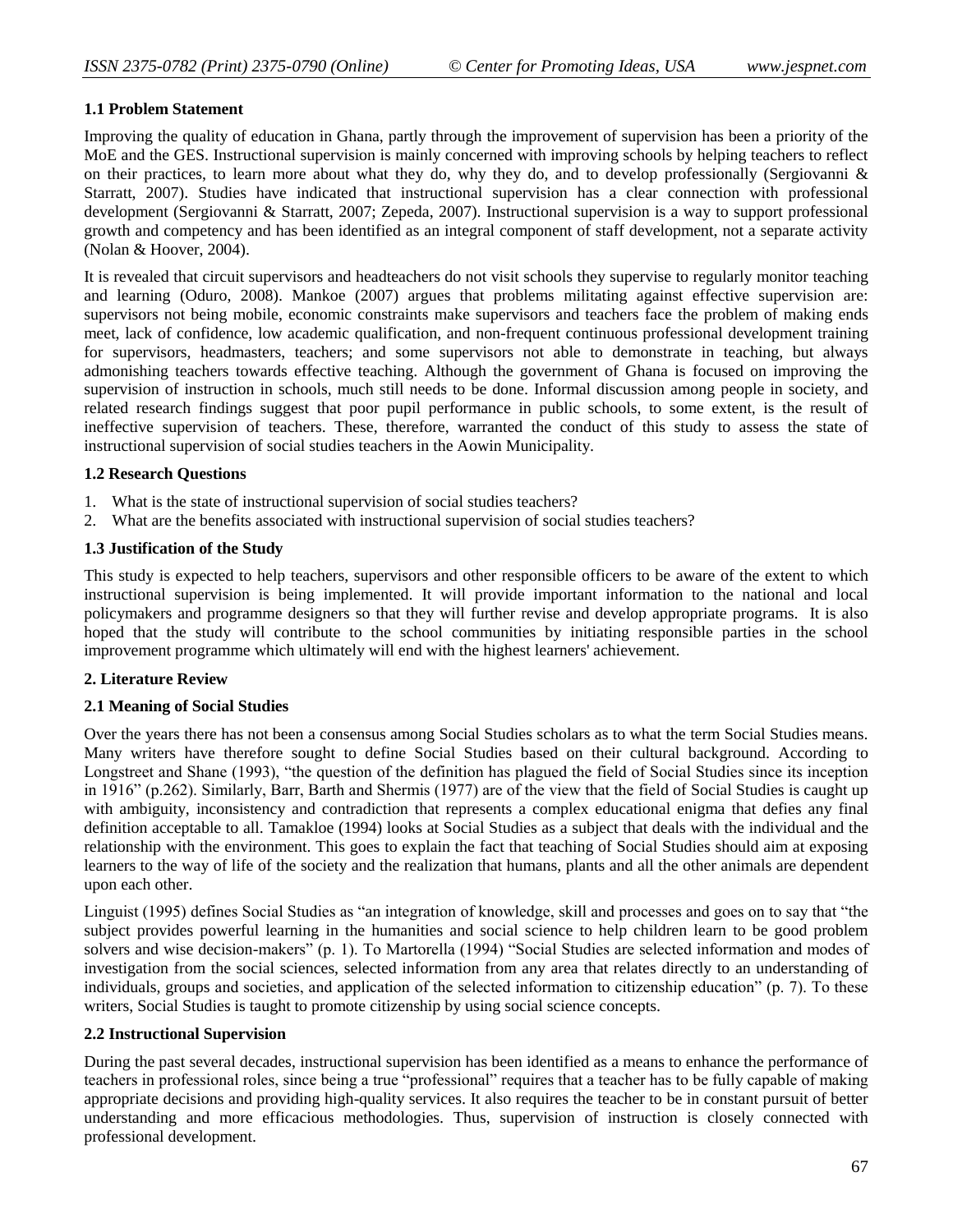### 1.1 Problem Statement

Improving the quality of education in Ghana, partly through the improvement of supervision has been a priority of the MoE and the GES. Instructional supervision is mainly concerned with improving schools by helping teachers to reflect on their practices, to learn more about what they do, why they do, and to develop professionally (Sergiovanni & Starratt, 2007). Studies have indicated that instructional supervision has a clear connection with professional development (Sergiovanni & Starratt, 2007; Zepeda, 2007). Instructional supervision is a way to support professional growth and competency and has been identified as an integral component of staff development, not a separate activity (Nolan & Hoover, 2004).

It is revealed that circuit supervisors and headteachers do not visit schools they supervise to regularly monitor teaching and learning (Oduro, 2008). Mankoe (2007) argues that problems militating against effective supervision are: supervisors not being mobile, economic constraints make supervisors and teachers face the problem of making ends meet, lack of confidence, low academic qualification, and non-frequent continuous professional development training for supervisors, headmasters, teachers; and some supervisors not able to demonstrate in teaching, but always admonishing teachers towards effective teaching. Although the government of Ghana is focused on improving the supervision of instruction in schools, much still needs to be done. Informal discussion among people in society, and related research findings suggest that poor pupil performance in public schools, to some extent, is the result of ineffective supervision of teachers. These, therefore, warranted the conduct of this study to assess the state of instructional supervision of social studies teachers in the Aowin Municipality.

### 1.2 Research Questions

1. What is the state of instructional supervision of social studies teachers?
2. What are the benefits associated with instructional supervision of social studies teachers?

### 1.3 Justification of the Study

This study is expected to help teachers, supervisors and other responsible officers to be aware of the extent to which instructional supervision is being implemented. It will provide important information to the national and local policymakers and programme designers so that they will further revise and develop appropriate programs. It is also hoped that the study will contribute to the school communities by initiating responsible parties in the school improvement programme which ultimately will end with the highest learners' achievement.

## 2. Literature Review

### 2.1 Meaning of Social Studies

Over the years there has not been a consensus among Social Studies scholars as to what the term Social Studies means. Many writers have therefore sought to define Social Studies based on their cultural background. According to Longstreet and Shane (1993), "the question of the definition has plagued the field of Social Studies since its inception in 1916" (p.262). Similarly, Barr, Barth and Shermis (1977) are of the view that the field of Social Studies is caught up with ambiguity, inconsistency and contradiction that represents a complex educational enigma that defies any final definition acceptable to all. Tamakloe (1994) looks at Social Studies as a subject that deals with the individual and the relationship with the environment. This goes to explain the fact that teaching of Social Studies should aim at exposing learners to the way of life of the society and the realization that humans, plants and all the other animals are dependent upon each other.

Linguist (1995) defines Social Studies as "an integration of knowledge, skill and processes and goes on to say that "the subject provides powerful learning in the humanities and social science to help children learn to be good problem solvers and wise decision-makers" (p. 1). To Martorella (1994) "Social Studies are selected information and modes of investigation from the social sciences, selected information from any area that relates directly to an understanding of individuals, groups and societies, and application of the selected information to citizenship education" (p. 7). To these writers, Social Studies is taught to promote citizenship by using social science concepts.

### 2.2 Instructional Supervision

During the past several decades, instructional supervision has been identified as a means to enhance the performance of teachers in professional roles, since being a true "professional" requires that a teacher has to be fully capable of making appropriate decisions and providing high-quality services. It also requires the teacher to be in constant pursuit of better understanding and more efficacious methodologies. Thus, supervision of instruction is closely connected with professional development.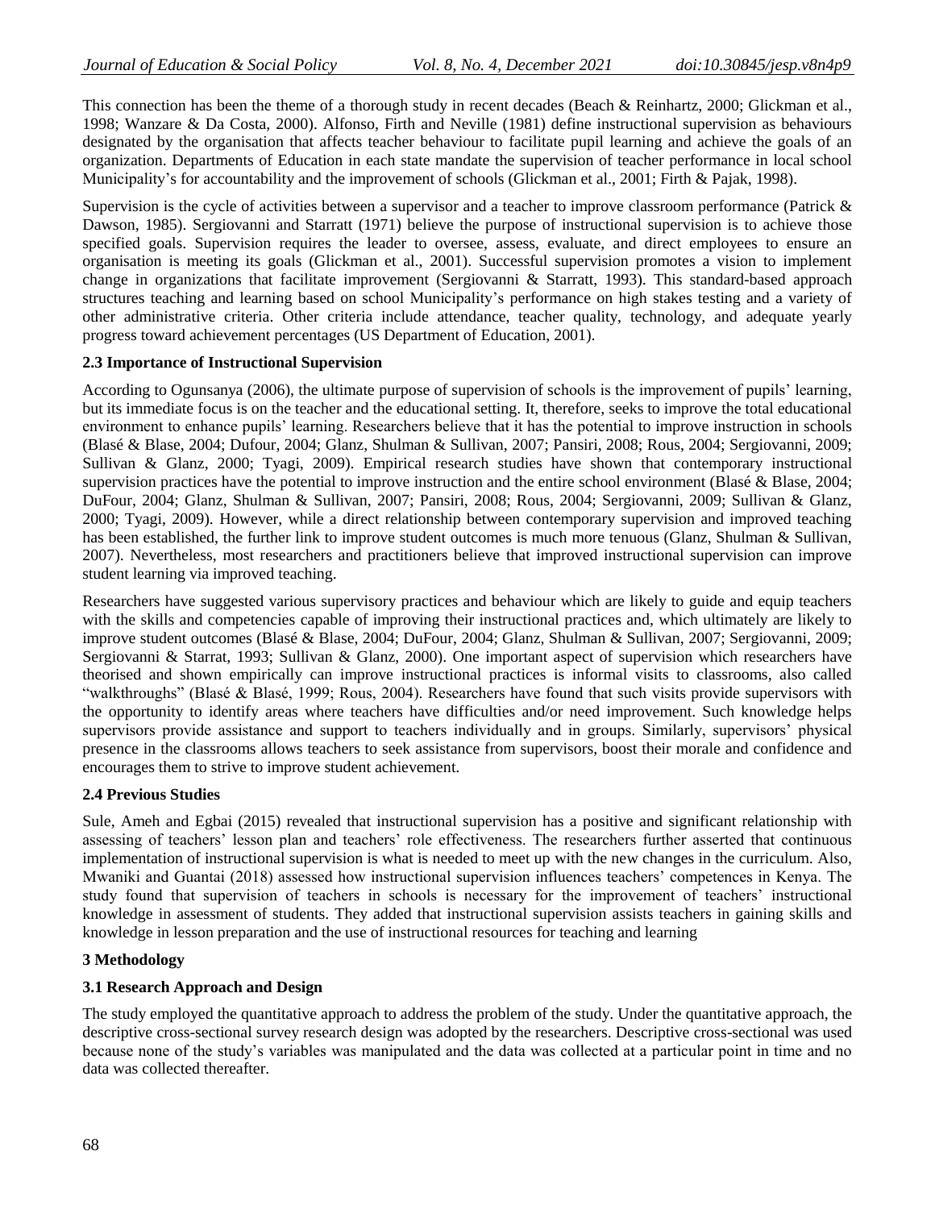This connection has been the theme of a thorough study in recent decades (Beach & Reinhartz, 2000; Glickman et al., 1998; Wanzare & Da Costa, 2000). Alfonso, Firth and Neville (1981) define instructional supervision as behaviours designated by the organisation that affects teacher behaviour to facilitate pupil learning and achieve the goals of an organization. Departments of Education in each state mandate the supervision of teacher performance in local school Municipality's for accountability and the improvement of schools (Glickman et al., 2001; Firth & Pajak, 1998).

Supervision is the cycle of activities between a supervisor and a teacher to improve classroom performance (Patrick & Dawson, 1985). Sergiovanni and Starratt (1971) believe the purpose of instructional supervision is to achieve those specified goals. Supervision requires the leader to oversee, assess, evaluate, and direct employees to ensure an organisation is meeting its goals (Glickman et al., 2001). Successful supervision promotes a vision to implement change in organizations that facilitate improvement (Sergiovanni & Starratt, 1993). This standard-based approach structures teaching and learning based on school Municipality's performance on high stakes testing and a variety of other administrative criteria. Other criteria include attendance, teacher quality, technology, and adequate yearly progress toward achievement percentages (US Department of Education, 2001).

### 2.3 Importance of Instructional Supervision

According to Ogunsanya (2006), the ultimate purpose of supervision of schools is the improvement of pupils' learning, but its immediate focus is on the teacher and the educational setting. It, therefore, seeks to improve the total educational environment to enhance pupils' learning. Researchers believe that it has the potential to improve instruction in schools (Blasé & Blase, 2004; Dufour, 2004; Glanz, Shulman & Sullivan, 2007; Pansiri, 2008; Rous, 2004; Sergiovanni, 2009; Sullivan & Glanz, 2000; Tyagi, 2009). Empirical research studies have shown that contemporary instructional supervision practices have the potential to improve instruction and the entire school environment (Blasé & Blase, 2004; DuFour, 2004; Glanz, Shulman & Sullivan, 2007; Pansiri, 2008; Rous, 2004; Sergiovanni, 2009; Sullivan & Glanz, 2000; Tyagi, 2009). However, while a direct relationship between contemporary supervision and improved teaching has been established, the further link to improve student outcomes is much more tenuous (Glanz, Shulman & Sullivan, 2007). Nevertheless, most researchers and practitioners believe that improved instructional supervision can improve student learning via improved teaching.

Researchers have suggested various supervisory practices and behaviour which are likely to guide and equip teachers with the skills and competencies capable of improving their instructional practices and, which ultimately are likely to improve student outcomes (Blasé & Blase, 2004; DuFour, 2004; Glanz, Shulman & Sullivan, 2007; Sergiovanni, 2009; Sergiovanni & Starrat, 1993; Sullivan & Glanz, 2000). One important aspect of supervision which researchers have theorised and shown empirically can improve instructional practices is informal visits to classrooms, also called "walkthroughs" (Blasé & Blasé, 1999; Rous, 2004). Researchers have found that such visits provide supervisors with the opportunity to identify areas where teachers have difficulties and/or need improvement. Such knowledge helps supervisors provide assistance and support to teachers individually and in groups. Similarly, supervisors' physical presence in the classrooms allows teachers to seek assistance from supervisors, boost their morale and confidence and encourages them to strive to improve student achievement.

### 2.4 Previous Studies

Sule, Ameh and Egbai (2015) revealed that instructional supervision has a positive and significant relationship with assessing of teachers' lesson plan and teachers' role effectiveness. The researchers further asserted that continuous implementation of instructional supervision is what is needed to meet up with the new changes in the curriculum. Also, Mwaniki and Guantai (2018) assessed how instructional supervision influences teachers' competences in Kenya. The study found that supervision of teachers in schools is necessary for the improvement of teachers' instructional knowledge in assessment of students. They added that instructional supervision assists teachers in gaining skills and knowledge in lesson preparation and the use of instructional resources for teaching and learning

## 3 Methodology

### 3.1 Research Approach and Design

The study employed the quantitative approach to address the problem of the study. Under the quantitative approach, the descriptive cross-sectional survey research design was adopted by the researchers. Descriptive cross-sectional was used because none of the study's variables was manipulated and the data was collected at a particular point in time and no data was collected thereafter.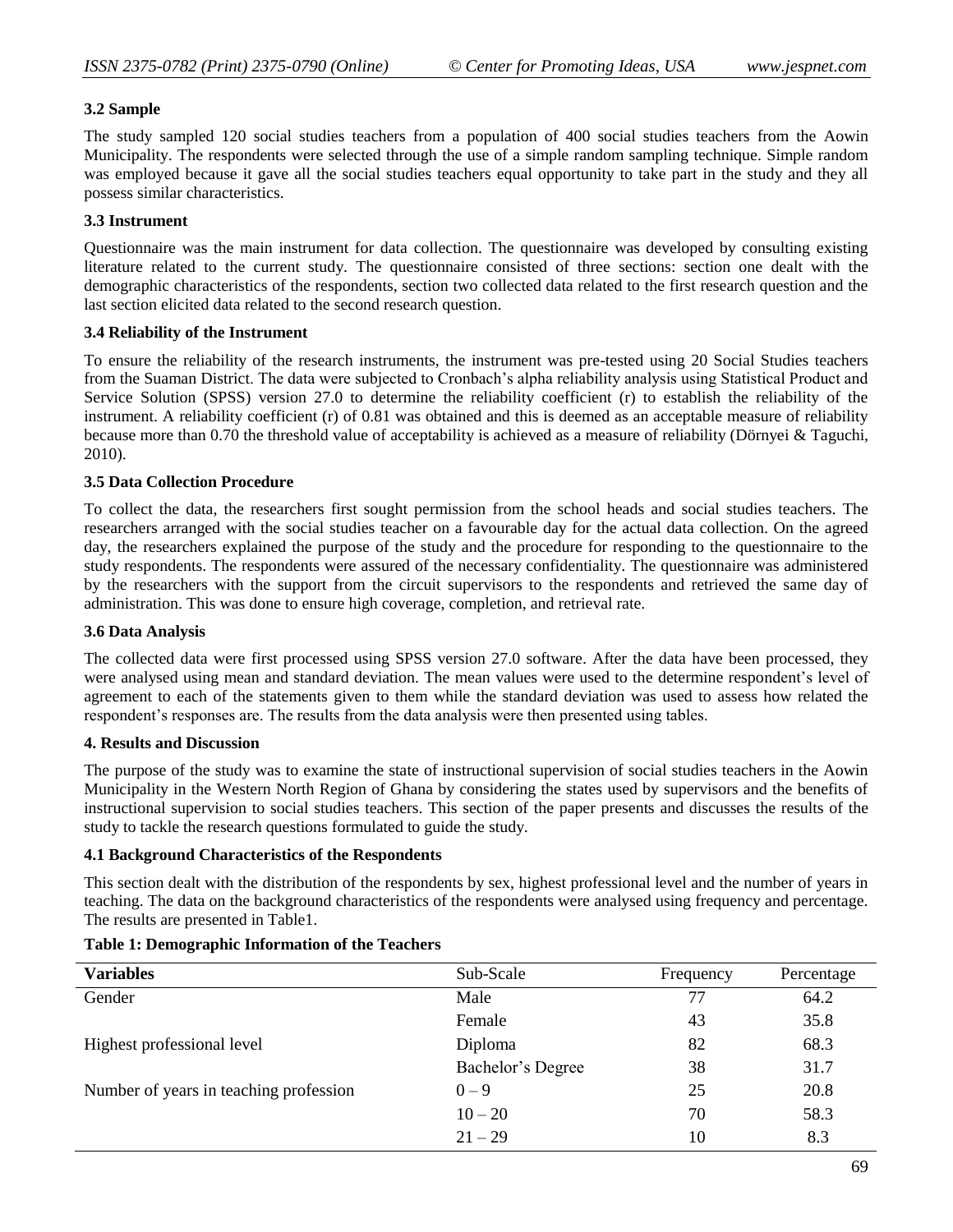### 3.2 Sample

The study sampled 120 social studies teachers from a population of 400 social studies teachers from the Aowin Municipality. The respondents were selected through the use of a simple random sampling technique. Simple random was employed because it gave all the social studies teachers equal opportunity to take part in the study and they all possess similar characteristics.

### 3.3 Instrument

Questionnaire was the main instrument for data collection. The questionnaire was developed by consulting existing literature related to the current study. The questionnaire consisted of three sections: section one dealt with the demographic characteristics of the respondents, section two collected data related to the first research question and the last section elicited data related to the second research question.

### 3.4 Reliability of the Instrument

To ensure the reliability of the research instruments, the instrument was pre-tested using 20 Social Studies teachers from the Suaman District. The data were subjected to Cronbach's alpha reliability analysis using Statistical Product and Service Solution (SPSS) version 27.0 to determine the reliability coefficient (r) to establish the reliability of the instrument. A reliability coefficient (r) of 0.81 was obtained and this is deemed as an acceptable measure of reliability because more than 0.70 the threshold value of acceptability is achieved as a measure of reliability (Dörnyei & Taguchi, 2010).

### 3.5 Data Collection Procedure

To collect the data, the researchers first sought permission from the school heads and social studies teachers. The researchers arranged with the social studies teacher on a favourable day for the actual data collection. On the agreed day, the researchers explained the purpose of the study and the procedure for responding to the questionnaire to the study respondents. The respondents were assured of the necessary confidentiality. The questionnaire was administered by the researchers with the support from the circuit supervisors to the respondents and retrieved the same day of administration. This was done to ensure high coverage, completion, and retrieval rate.

### 3.6 Data Analysis

The collected data were first processed using SPSS version 27.0 software. After the data have been processed, they were analysed using mean and standard deviation. The mean values were used to the determine respondent's level of agreement to each of the statements given to them while the standard deviation was used to assess how related the respondent's responses are. The results from the data analysis were then presented using tables.

## 4. Results and Discussion

The purpose of the study was to examine the state of instructional supervision of social studies teachers in the Aowin Municipality in the Western North Region of Ghana by considering the states used by supervisors and the benefits of instructional supervision to social studies teachers. This section of the paper presents and discusses the results of the study to tackle the research questions formulated to guide the study.

### 4.1 Background Characteristics of the Respondents

This section dealt with the distribution of the respondents by sex, highest professional level and the number of years in teaching. The data on the background characteristics of the respondents were analysed using frequency and percentage. The results are presented in Table1.

**Table 1: Demographic Information of the Teachers**

| Variables | Sub-Scale | Frequency | Percentage |
|---|---|---|---|
| Gender | Male | 77 | 64.2 |
| | Female | 43 | 35.8 |
| Highest professional level | Diploma | 82 | 68.3 |
| | Bachelor's Degree | 38 | 31.7 |
| Number of years in teaching profession | 0 – 9 | 25 | 20.8 |
| | 10 – 20 | 70 | 58.3 |
| | 21 – 29 | 10 | 8.3 |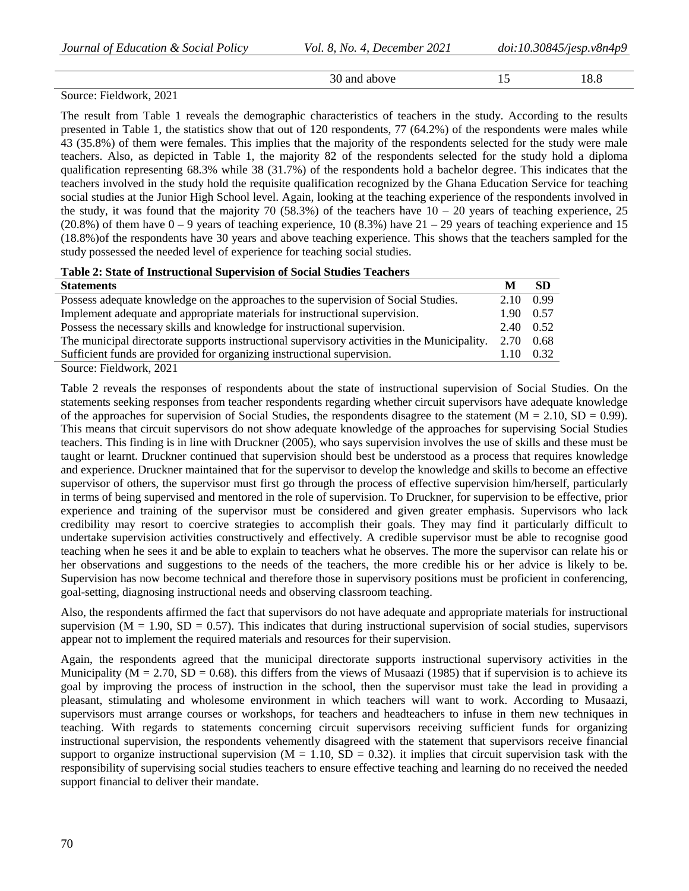| | 30 and above | 15 | 18.8 |
|---|---|---|---|

Source: Fieldwork, 2021

The result from Table 1 reveals the demographic characteristics of teachers in the study. According to the results presented in Table 1, the statistics show that out of 120 respondents, 77 (64.2%) of the respondents were males while 43 (35.8%) of them were females. This implies that the majority of the respondents selected for the study were male teachers. Also, as depicted in Table 1, the majority 82 of the respondents selected for the study hold a diploma qualification representing 68.3% while 38 (31.7%) of the respondents hold a bachelor degree. This indicates that the teachers involved in the study hold the requisite qualification recognized by the Ghana Education Service for teaching social studies at the Junior High School level. Again, looking at the teaching experience of the respondents involved in the study, it was found that the majority 70 (58.3%) of the teachers have 10 – 20 years of teaching experience, 25 (20.8%) of them have 0 – 9 years of teaching experience, 10 (8.3%) have 21 – 29 years of teaching experience and 15 (18.8%)of the respondents have 30 years and above teaching experience. This shows that the teachers sampled for the study possessed the needed level of experience for teaching social studies.

**Table 2: State of Instructional Supervision of Social Studies Teachers**

| Statements | M | SD |
|---|---|---|
| Possess adequate knowledge on the approaches to the supervision of Social Studies. | 2.10 | 0.99 |
| Implement adequate and appropriate materials for instructional supervision. | 1.90 | 0.57 |
| Possess the necessary skills and knowledge for instructional supervision. | 2.40 | 0.52 |
| The municipal directorate supports instructional supervisory activities in the Municipality. | 2.70 | 0.68 |
| Sufficient funds are provided for organizing instructional supervision. | 1.10 | 0.32 |

Source: Fieldwork, 2021

Table 2 reveals the responses of respondents about the state of instructional supervision of Social Studies. On the statements seeking responses from teacher respondents regarding whether circuit supervisors have adequate knowledge of the approaches for supervision of Social Studies, the respondents disagree to the statement ($M = 2.10$, $SD = 0.99$). This means that circuit supervisors do not show adequate knowledge of the approaches for supervising Social Studies teachers. This finding is in line with Druckner (2005), who says supervision involves the use of skills and these must be taught or learnt. Druckner continued that supervision should best be understood as a process that requires knowledge and experience. Druckner maintained that for the supervisor to develop the knowledge and skills to become an effective supervisor of others, the supervisor must first go through the process of effective supervision him/herself, particularly in terms of being supervised and mentored in the role of supervision. To Druckner, for supervision to be effective, prior experience and training of the supervisor must be considered and given greater emphasis. Supervisors who lack credibility may resort to coercive strategies to accomplish their goals. They may find it particularly difficult to undertake supervision activities constructively and effectively. A credible supervisor must be able to recognise good teaching when he sees it and be able to explain to teachers what he observes. The more the supervisor can relate his or her observations and suggestions to the needs of the teachers, the more credible his or her advice is likely to be. Supervision has now become technical and therefore those in supervisory positions must be proficient in conferencing, goal-setting, diagnosing instructional needs and observing classroom teaching.

Also, the respondents affirmed the fact that supervisors do not have adequate and appropriate materials for instructional supervision ($M = 1.90$, $SD = 0.57$). This indicates that during instructional supervision of social studies, supervisors appear not to implement the required materials and resources for their supervision.

Again, the respondents agreed that the municipal directorate supports instructional supervisory activities in the Municipality ($M = 2.70$, $SD = 0.68$). this differs from the views of Musaazi (1985) that if supervision is to achieve its goal by improving the process of instruction in the school, then the supervisor must take the lead in providing a pleasant, stimulating and wholesome environment in which teachers will want to work. According to Musaazi, supervisors must arrange courses or workshops, for teachers and headteachers to infuse in them new techniques in teaching. With regards to statements concerning circuit supervisors receiving sufficient funds for organizing instructional supervision, the respondents vehemently disagreed with the statement that supervisors receive financial support to organize instructional supervision ($M = 1.10$, $SD = 0.32$). it implies that circuit supervision task with the responsibility of supervising social studies teachers to ensure effective teaching and learning do no received the needed support financial to deliver their mandate.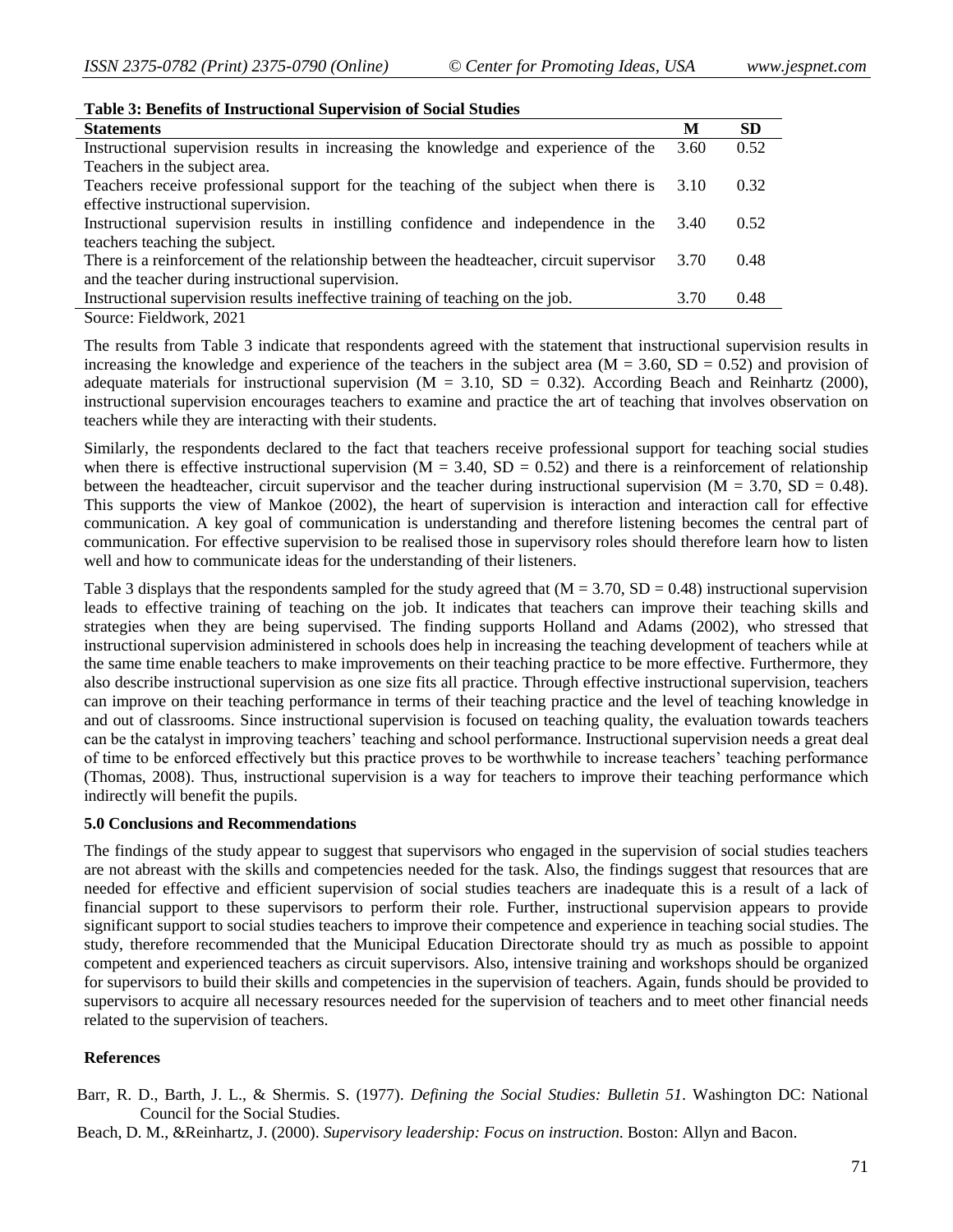**Table 3: Benefits of Instructional Supervision of Social Studies**

| Statements | M | SD |
|---|---|---|
| Instructional supervision results in increasing the knowledge and experience of the Teachers in the subject area. | 3.60 | 0.52 |
| Teachers receive professional support for the teaching of the subject when there is effective instructional supervision. | 3.10 | 0.32 |
| Instructional supervision results in instilling confidence and independence in the teachers teaching the subject. | 3.40 | 0.52 |
| There is a reinforcement of the relationship between the headteacher, circuit supervisor and the teacher during instructional supervision. | 3.70 | 0.48 |
| Instructional supervision results ineffective training of teaching on the job. | 3.70 | 0.48 |

Source: Fieldwork, 2021

The results from Table 3 indicate that respondents agreed with the statement that instructional supervision results in increasing the knowledge and experience of the teachers in the subject area ($M = 3.60$, $SD = 0.52$) and provision of adequate materials for instructional supervision ($M = 3.10$, $SD = 0.32$). According Beach and Reinhartz (2000), instructional supervision encourages teachers to examine and practice the art of teaching that involves observation on teachers while they are interacting with their students.

Similarly, the respondents declared to the fact that teachers receive professional support for teaching social studies when there is effective instructional supervision ($M = 3.40$, $SD = 0.52$) and there is a reinforcement of relationship between the headteacher, circuit supervisor and the teacher during instructional supervision ($M = 3.70$, $SD = 0.48$). This supports the view of Mankoe (2002), the heart of supervision is interaction and interaction call for effective communication. A key goal of communication is understanding and therefore listening becomes the central part of communication. For effective supervision to be realised those in supervisory roles should therefore learn how to listen well and how to communicate ideas for the understanding of their listeners.

Table 3 displays that the respondents sampled for the study agreed that ($M = 3.70$, $SD = 0.48$) instructional supervision leads to effective training of teaching on the job. It indicates that teachers can improve their teaching skills and strategies when they are being supervised. The finding supports Holland and Adams (2002), who stressed that instructional supervision administered in schools does help in increasing the teaching development of teachers while at the same time enable teachers to make improvements on their teaching practice to be more effective. Furthermore, they also describe instructional supervision as one size fits all practice. Through effective instructional supervision, teachers can improve on their teaching performance in terms of their teaching practice and the level of teaching knowledge in and out of classrooms. Since instructional supervision is focused on teaching quality, the evaluation towards teachers can be the catalyst in improving teachers' teaching and school performance. Instructional supervision needs a great deal of time to be enforced effectively but this practice proves to be worthwhile to increase teachers' teaching performance (Thomas, 2008). Thus, instructional supervision is a way for teachers to improve their teaching performance which indirectly will benefit the pupils.

## 5.0 Conclusions and Recommendations

The findings of the study appear to suggest that supervisors who engaged in the supervision of social studies teachers are not abreast with the skills and competencies needed for the task. Also, the findings suggest that resources that are needed for effective and efficient supervision of social studies teachers are inadequate this is a result of a lack of financial support to these supervisors to perform their role. Further, instructional supervision appears to provide significant support to social studies teachers to improve their competence and experience in teaching social studies. The study, therefore recommended that the Municipal Education Directorate should try as much as possible to appoint competent and experienced teachers as circuit supervisors. Also, intensive training and workshops should be organized for supervisors to build their skills and competencies in the supervision of teachers. Again, funds should be provided to supervisors to acquire all necessary resources needed for the supervision of teachers and to meet other financial needs related to the supervision of teachers.

## References

Barr, R. D., Barth, J. L., & Shermis. S. (1977). *Defining the Social Studies: Bulletin 51.* Washington DC: National Council for the Social Studies.

Beach, D. M., &Reinhartz, J. (2000). *Supervisory leadership: Focus on instruction.* Boston: Allyn and Bacon.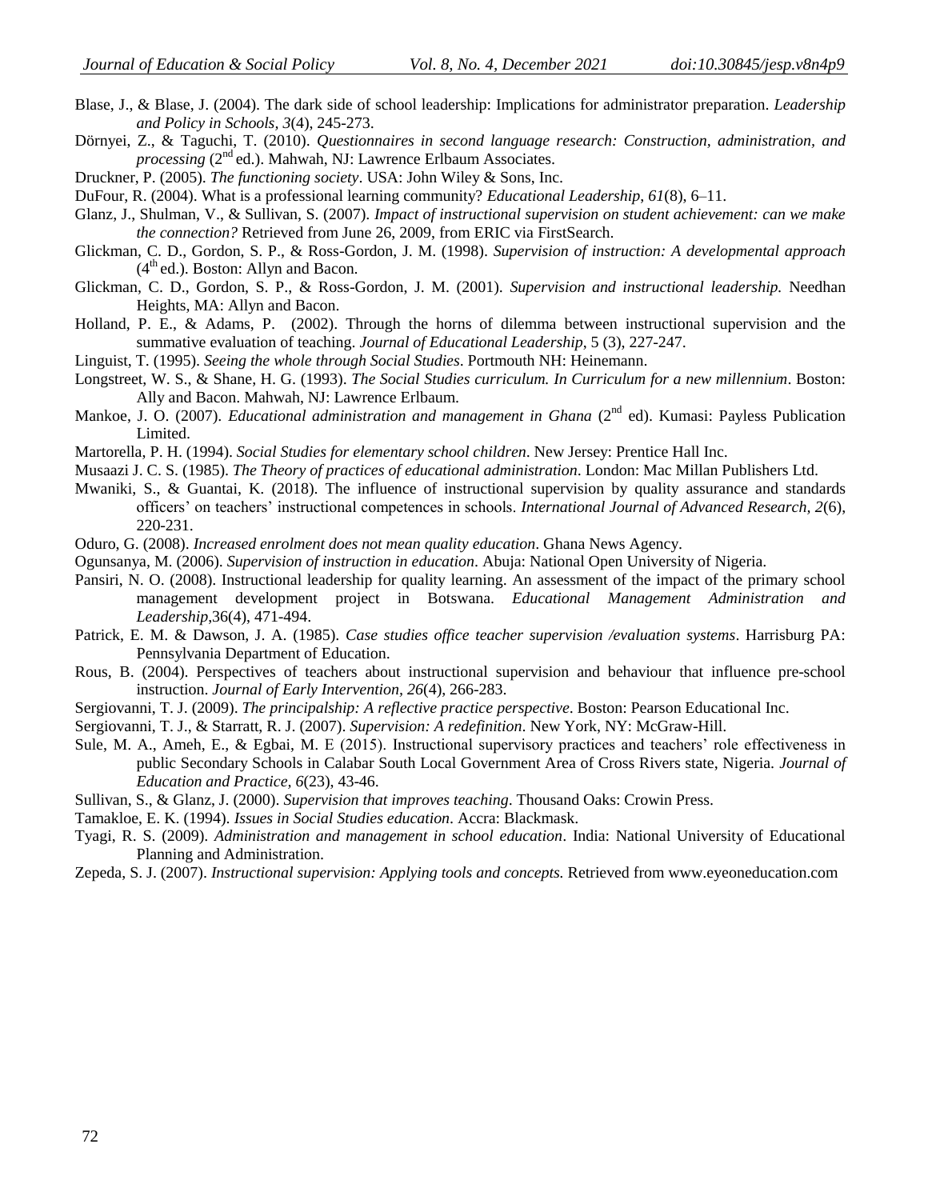Blase, J., & Blase, J. (2004). The dark side of school leadership: Implications for administrator preparation. *Leadership and Policy in Schools, 3*(4), 245-273.

Dörnyei, Z., & Taguchi, T. (2010). *Questionnaires in second language research: Construction, administration, and processing* (2nd ed.). Mahwah, NJ: Lawrence Erlbaum Associates.

Druckner, P. (2005). *The functioning society*. USA: John Wiley & Sons, Inc.

DuFour, R. (2004). What is a professional learning community? *Educational Leadership, 61*(8), 6–11.

Glanz, J., Shulman, V., & Sullivan, S. (2007). *Impact of instructional supervision on student achievement: can we make the connection?* Retrieved from June 26, 2009, from ERIC via FirstSearch.

Glickman, C. D., Gordon, S. P., & Ross-Gordon, J. M. (1998). *Supervision of instruction: A developmental approach* (4th ed.). Boston: Allyn and Bacon.

Glickman, C. D., Gordon, S. P., & Ross-Gordon, J. M. (2001). *Supervision and instructional leadership.* Needhan Heights, MA: Allyn and Bacon.

Holland, P. E., & Adams, P. (2002). Through the horns of dilemma between instructional supervision and the summative evaluation of teaching. *Journal of Educational Leadership*, 5 (3), 227-247.

Linguist, T. (1995). *Seeing the whole through Social Studies*. Portmouth NH: Heinemann.

Longstreet, W. S., & Shane, H. G. (1993). *The Social Studies curriculum. In Curriculum for a new millennium*. Boston: Ally and Bacon. Mahwah, NJ: Lawrence Erlbaum.

Mankoe, J. O. (2007). *Educational administration and management in Ghana* (2nd ed). Kumasi: Payless Publication Limited.

Martorella, P. H. (1994). *Social Studies for elementary school children*. New Jersey: Prentice Hall Inc.

Musaazi J. C. S. (1985). *The Theory of practices of educational administration*. London: Mac Millan Publishers Ltd.

Mwaniki, S., & Guantai, K. (2018). The influence of instructional supervision by quality assurance and standards officers' on teachers' instructional competences in schools. *International Journal of Advanced Research, 2*(6), 220-231.

Oduro, G. (2008). *Increased enrolment does not mean quality education*. Ghana News Agency.

Ogunsanya, M. (2006). *Supervision of instruction in education*. Abuja: National Open University of Nigeria.

Pansiri, N. O. (2008). Instructional leadership for quality learning. An assessment of the impact of the primary school management development project in Botswana. *Educational Management Administration and Leadership*,36(4), 471-494.

Patrick, E. M. & Dawson, J. A. (1985). *Case studies office teacher supervision /evaluation systems*. Harrisburg PA: Pennsylvania Department of Education.

Rous, B. (2004). Perspectives of teachers about instructional supervision and behaviour that influence pre-school instruction. *Journal of Early Intervention, 26*(4), 266-283.

Sergiovanni, T. J. (2009). *The principalship: A reflective practice perspective*. Boston: Pearson Educational Inc.

Sergiovanni, T. J., & Starratt, R. J. (2007). *Supervision: A redefinition*. New York, NY: McGraw-Hill.

Sule, M. A., Ameh, E., & Egbai, M. E (2015). Instructional supervisory practices and teachers' role effectiveness in public Secondary Schools in Calabar South Local Government Area of Cross Rivers state, Nigeria. *Journal of Education and Practice, 6*(23), 43-46.

Sullivan, S., & Glanz, J. (2000). *Supervision that improves teaching*. Thousand Oaks: Crowin Press.

Tamakloe, E. K. (1994). *Issues in Social Studies education*. Accra: Blackmask.

Tyagi, R. S. (2009). *Administration and management in school education*. India: National University of Educational Planning and Administration.

Zepeda, S. J. (2007). *Instructional supervision: Applying tools and concepts.* Retrieved from www.eyeoneducation.com